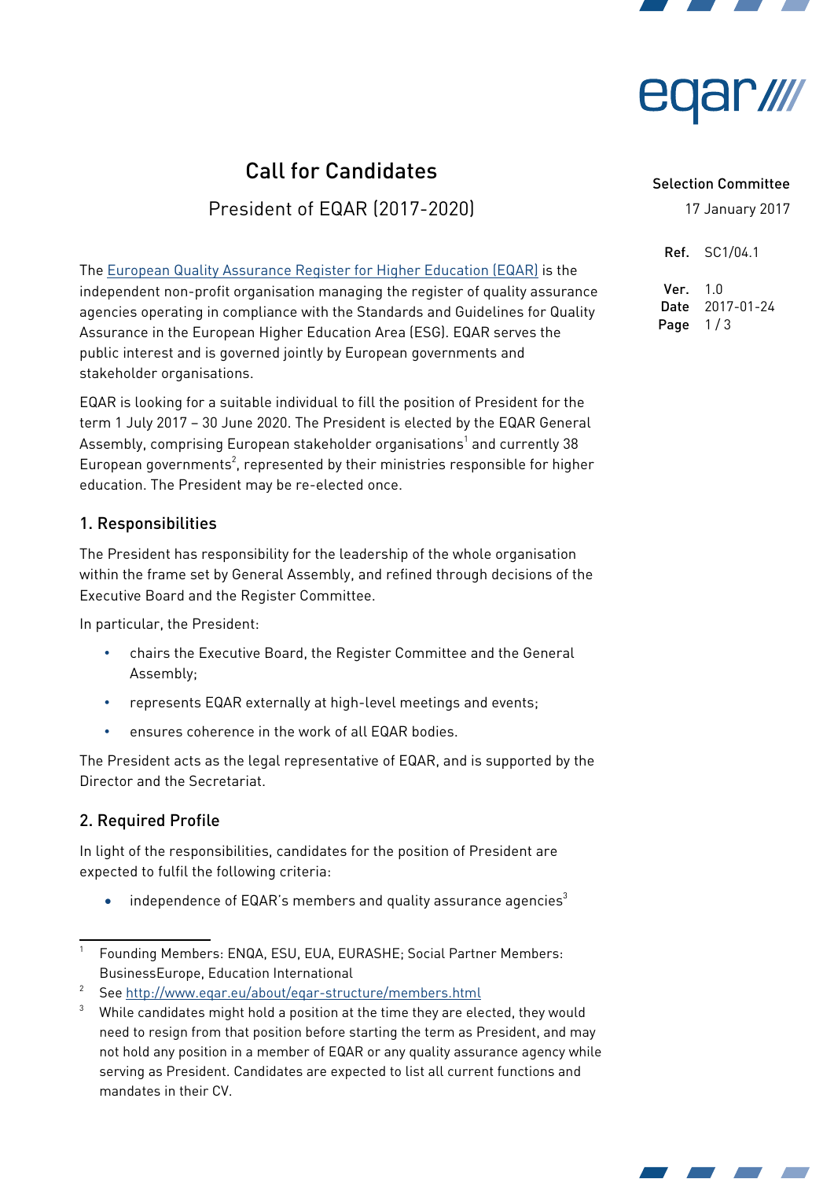# Call for Candidates

## President of EQAR (2017-2020)

Selection Committee

17 January 2017

**Ref.** SC1/04.1

**Ver.** 1.0
**Date** 2017-01-24

The European Quality Assurance Register for Higher Education (EQAR) is the independent non-profit organisation managing the register of quality assurance agencies operating in compliance with the Standards and Guidelines for Quality Assurance in the European Higher Education Area (ESG). EQAR serves the public interest and is governed jointly by European governments and stakeholder organisations.

EQAR is looking for a suitable individual to fill the position of President for the term 1 July 2017 – 30 June 2020. The President is elected by the EQAR General Assembly, comprising European stakeholder organisations[1] and currently 38 European governments[2], represented by their ministries responsible for higher education. The President may be re-elected once.

### 1. Responsibilities

The President has responsibility for the leadership of the whole organisation within the frame set by General Assembly, and refined through decisions of the Executive Board and the Register Committee.

In particular, the President:

- chairs the Executive Board, the Register Committee and the General Assembly;
- represents EQAR externally at high-level meetings and events;
- ensures coherence in the work of all EQAR bodies.

The President acts as the legal representative of EQAR, and is supported by the Director and the Secretariat.

### 2. Required Profile

In light of the responsibilities, candidates for the position of President are expected to fulfil the following criteria:

- independence of EQAR's members and quality assurance agencies[3]

---

[1] Founding Members: ENQA, ESU, EUA, EURASHE; Social Partner Members: BusinessEurope, Education International

[2] See http://www.eqar.eu/about/eqar-structure/members.html

[3] While candidates might hold a position at the time they are elected, they would need to resign from that position before starting the term as President, and may not hold any position in a member of EQAR or any quality assurance agency while serving as President. Candidates are expected to list all current functions and mandates in their CV.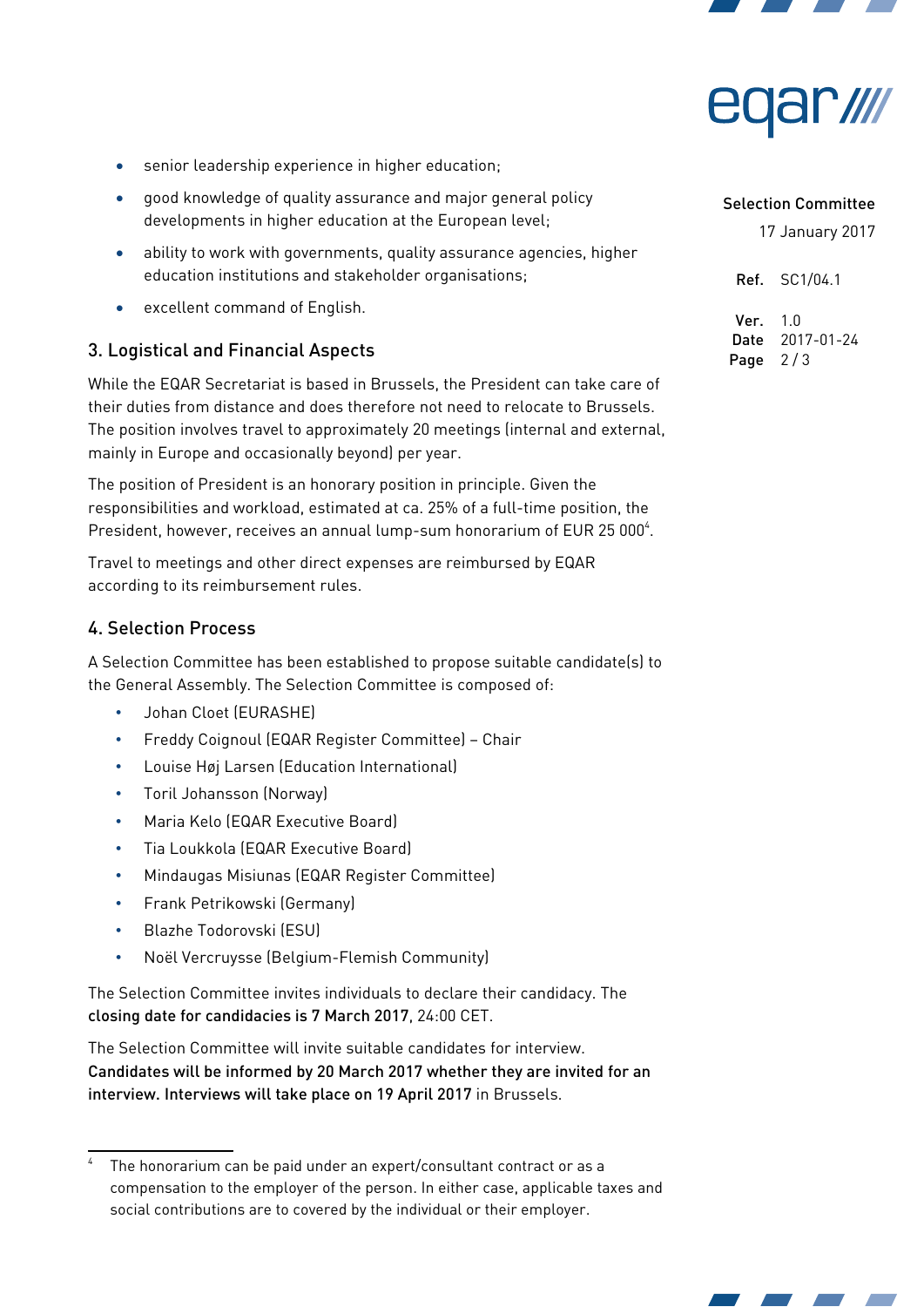- senior leadership experience in higher education;
- good knowledge of quality assurance and major general policy developments in higher education at the European level;
- ability to work with governments, quality assurance agencies, higher education institutions and stakeholder organisations;
- excellent command of English.

## 3. Logistical and Financial Aspects

While the EQAR Secretariat is based in Brussels, the President can take care of their duties from distance and does therefore not need to relocate to Brussels. The position involves travel to approximately 20 meetings (internal and external, mainly in Europe and occasionally beyond) per year.

The position of President is an honorary position in principle. Given the responsibilities and workload, estimated at ca. 25% of a full-time position, the President, however, receives an annual lump-sum honorarium of EUR 25 000[4].

Travel to meetings and other direct expenses are reimbursed by EQAR according to its reimbursement rules.

## 4. Selection Process

A Selection Committee has been established to propose suitable candidate(s) to the General Assembly. The Selection Committee is composed of:

- Johan Cloet (EURASHE)
- Freddy Coignoul (EQAR Register Committee) – Chair
- Louise Høj Larsen (Education International)
- Toril Johansson (Norway)
- Maria Kelo (EQAR Executive Board)
- Tia Loukkola (EQAR Executive Board)
- Mindaugas Misiunas (EQAR Register Committee)
- Frank Petrikowski (Germany)
- Blazhe Todorovski (ESU)
- Noël Vercruysse (Belgium-Flemish Community)

The Selection Committee invites individuals to declare their candidacy. The **closing date for candidacies is 7 March 2017**, 24:00 CET.

The Selection Committee will invite suitable candidates for interview. **Candidates will be informed by 20 March 2017 whether they are invited for an interview. Interviews will take place on 19 April 2017** in Brussels.

---

[4] The honorarium can be paid under an expert/consultant contract or as a compensation to the employer of the person. In either case, applicable taxes and social contributions are to covered by the individual or their employer.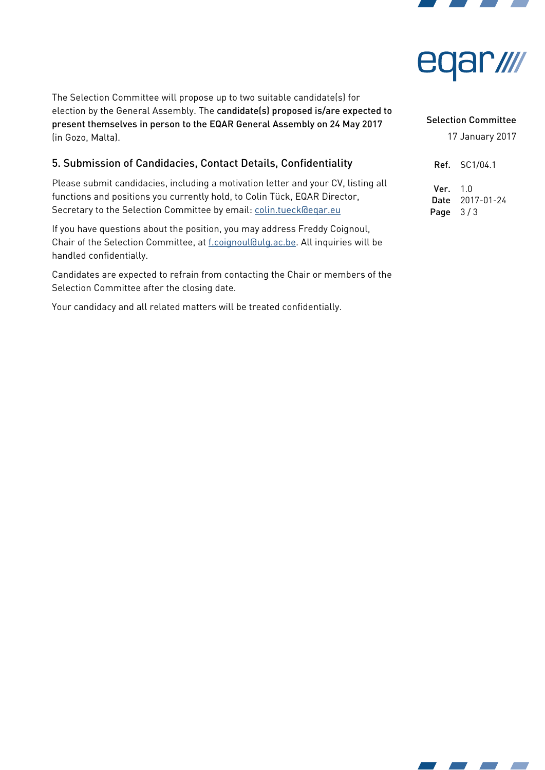The Selection Committee will propose up to two suitable candidate(s) for election by the General Assembly. The **candidate(s) proposed is/are expected to present themselves in person to the EQAR General Assembly on 24 May 2017** (in Gozo, Malta).

## 5. Submission of Candidacies, Contact Details, Confidentiality

Please submit candidacies, including a motivation letter and your CV, listing all functions and positions you currently hold, to Colin Tück, EQAR Director, Secretary to the Selection Committee by email: colin.tueck@eqar.eu

If you have questions about the position, you may address Freddy Coignoul, Chair of the Selection Committee, at f.coignoul@ulg.ac.be. All inquiries will be handled confidentially.

Candidates are expected to refrain from contacting the Chair or members of the Selection Committee after the closing date.

Your candidacy and all related matters will be treated confidentially.